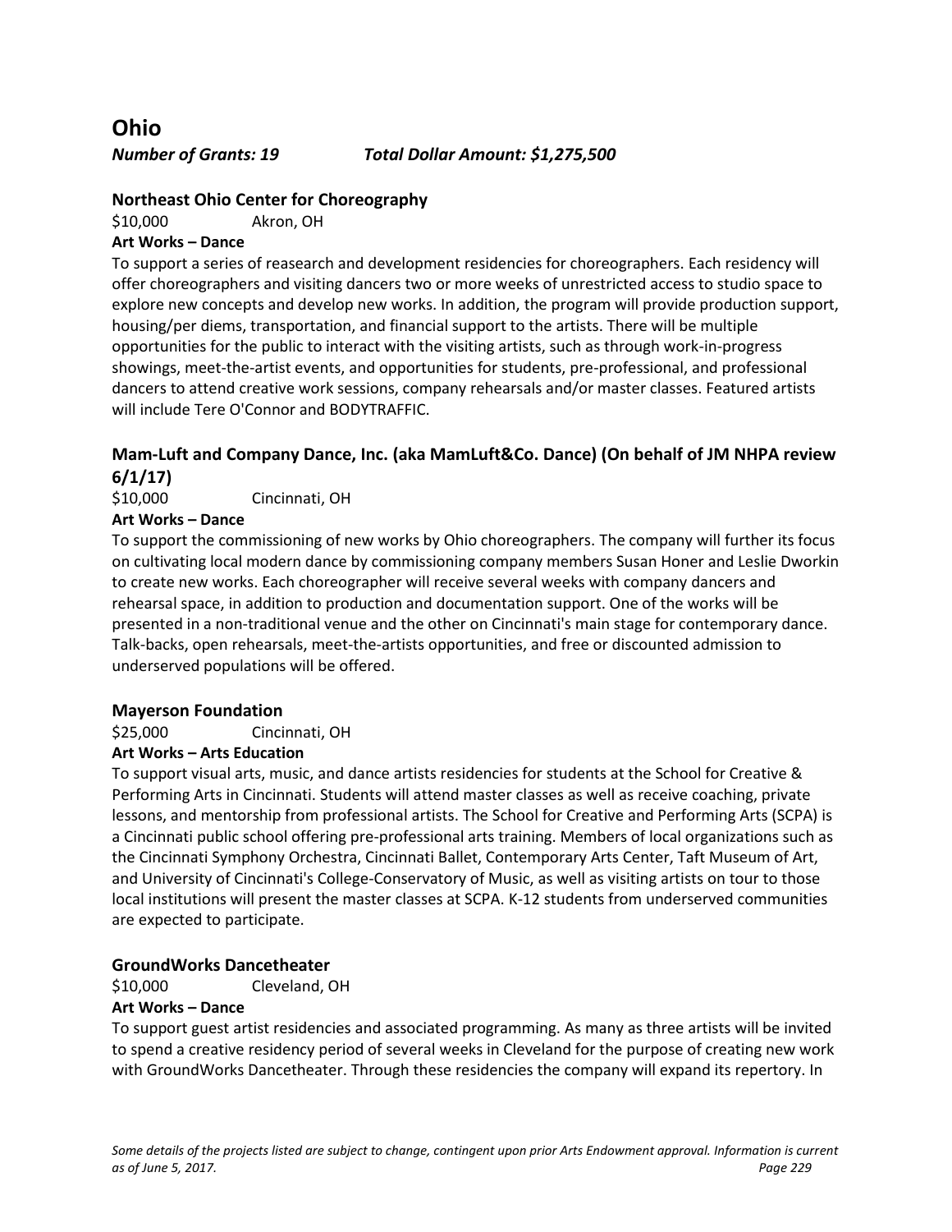# Ohio

***Number of Grants: 19*** ***Total Dollar Amount: $1,275,500***

### Northeast Ohio Center for Choreography

$10,000 Akron, OH

**Art Works – Dance**

To support a series of reasearch and development residencies for choreographers. Each residency will offer choreographers and visiting dancers two or more weeks of unrestricted access to studio space to explore new concepts and develop new works. In addition, the program will provide production support, housing/per diems, transportation, and financial support to the artists. There will be multiple opportunities for the public to interact with the visiting artists, such as through work-in-progress showings, meet-the-artist events, and opportunities for students, pre-professional, and professional dancers to attend creative work sessions, company rehearsals and/or master classes. Featured artists will include Tere O'Connor and BODYTRAFFIC.

### Mam-Luft and Company Dance, Inc. (aka MamLuft&Co. Dance) (On behalf of JM NHPA review 6/1/17)

$10,000 Cincinnati, OH

**Art Works – Dance**

To support the commissioning of new works by Ohio choreographers. The company will further its focus on cultivating local modern dance by commissioning company members Susan Honer and Leslie Dworkin to create new works. Each choreographer will receive several weeks with company dancers and rehearsal space, in addition to production and documentation support. One of the works will be presented in a non-traditional venue and the other on Cincinnati's main stage for contemporary dance. Talk-backs, open rehearsals, meet-the-artists opportunities, and free or discounted admission to underserved populations will be offered.

### Mayerson Foundation

$25,000 Cincinnati, OH

**Art Works – Arts Education**

To support visual arts, music, and dance artists residencies for students at the School for Creative & Performing Arts in Cincinnati. Students will attend master classes as well as receive coaching, private lessons, and mentorship from professional artists. The School for Creative and Performing Arts (SCPA) is a Cincinnati public school offering pre-professional arts training. Members of local organizations such as the Cincinnati Symphony Orchestra, Cincinnati Ballet, Contemporary Arts Center, Taft Museum of Art, and University of Cincinnati's College-Conservatory of Music, as well as visiting artists on tour to those local institutions will present the master classes at SCPA. K-12 students from underserved communities are expected to participate.

### GroundWorks Dancetheater

$10,000 Cleveland, OH

**Art Works – Dance**

To support guest artist residencies and associated programming. As many as three artists will be invited to spend a creative residency period of several weeks in Cleveland for the purpose of creating new work with GroundWorks Dancetheater. Through these residencies the company will expand its repertory. In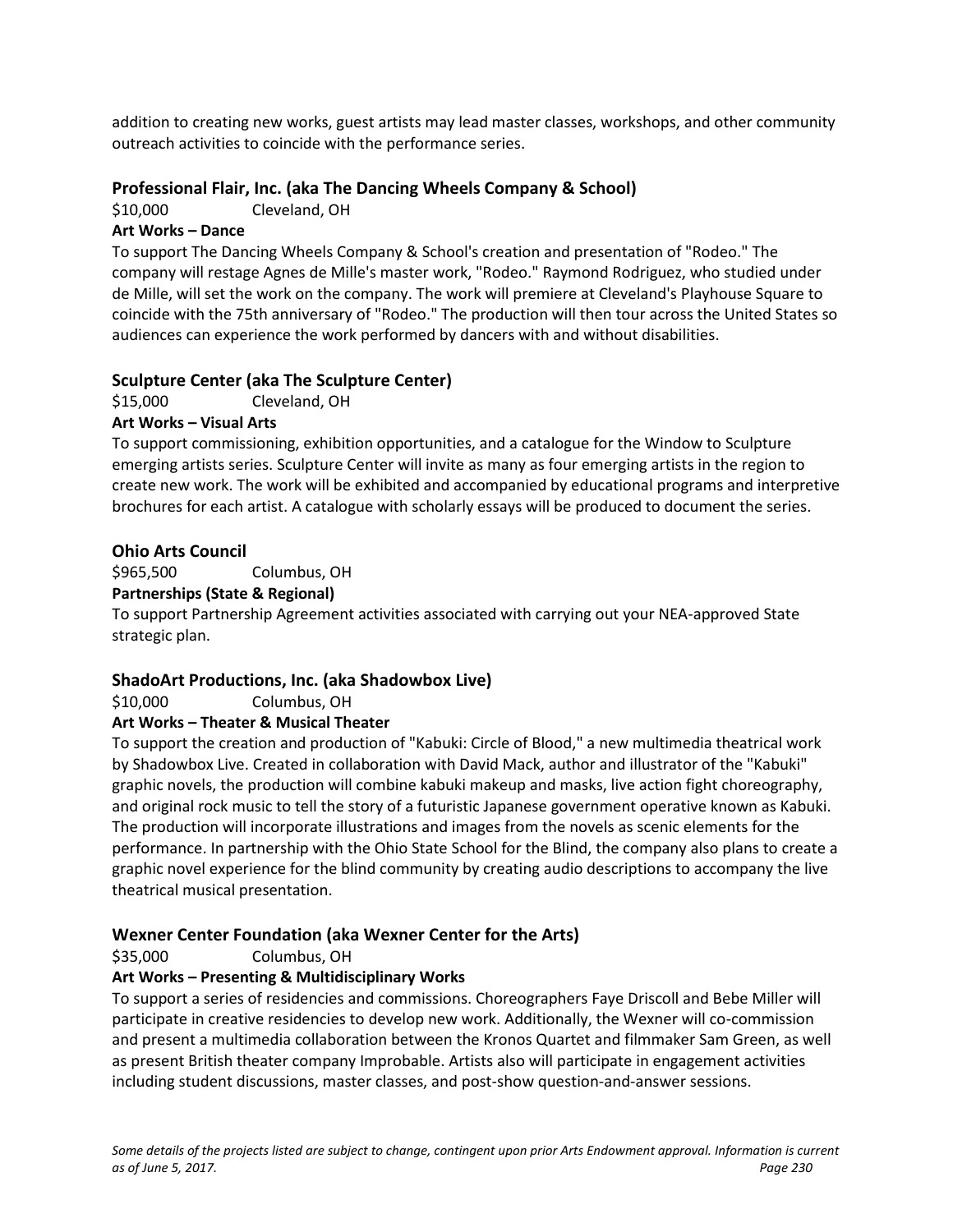addition to creating new works, guest artists may lead master classes, workshops, and other community outreach activities to coincide with the performance series.

### Professional Flair, Inc. (aka The Dancing Wheels Company & School)

$10,000 Cleveland, OH

**Art Works – Dance**

To support The Dancing Wheels Company & School's creation and presentation of "Rodeo." The company will restage Agnes de Mille's master work, "Rodeo." Raymond Rodriguez, who studied under de Mille, will set the work on the company. The work will premiere at Cleveland's Playhouse Square to coincide with the 75th anniversary of "Rodeo." The production will then tour across the United States so audiences can experience the work performed by dancers with and without disabilities.

### Sculpture Center (aka The Sculpture Center)

$15,000 Cleveland, OH

**Art Works – Visual Arts**

To support commissioning, exhibition opportunities, and a catalogue for the Window to Sculpture emerging artists series. Sculpture Center will invite as many as four emerging artists in the region to create new work. The work will be exhibited and accompanied by educational programs and interpretive brochures for each artist. A catalogue with scholarly essays will be produced to document the series.

### Ohio Arts Council

$965,500 Columbus, OH

**Partnerships (State & Regional)**

To support Partnership Agreement activities associated with carrying out your NEA-approved State strategic plan.

### ShadoArt Productions, Inc. (aka Shadowbox Live)

$10,000 Columbus, OH

**Art Works – Theater & Musical Theater**

To support the creation and production of "Kabuki: Circle of Blood," a new multimedia theatrical work by Shadowbox Live. Created in collaboration with David Mack, author and illustrator of the "Kabuki" graphic novels, the production will combine kabuki makeup and masks, live action fight choreography, and original rock music to tell the story of a futuristic Japanese government operative known as Kabuki. The production will incorporate illustrations and images from the novels as scenic elements for the performance. In partnership with the Ohio State School for the Blind, the company also plans to create a graphic novel experience for the blind community by creating audio descriptions to accompany the live theatrical musical presentation.

### Wexner Center Foundation (aka Wexner Center for the Arts)

$35,000 Columbus, OH

**Art Works – Presenting & Multidisciplinary Works**

To support a series of residencies and commissions. Choreographers Faye Driscoll and Bebe Miller will participate in creative residencies to develop new work. Additionally, the Wexner will co-commission and present a multimedia collaboration between the Kronos Quartet and filmmaker Sam Green, as well as present British theater company Improbable. Artists also will participate in engagement activities including student discussions, master classes, and post-show question-and-answer sessions.

*Some details of the projects listed are subject to change, contingent upon prior Arts Endowment approval. Information is current as of June 5, 2017.*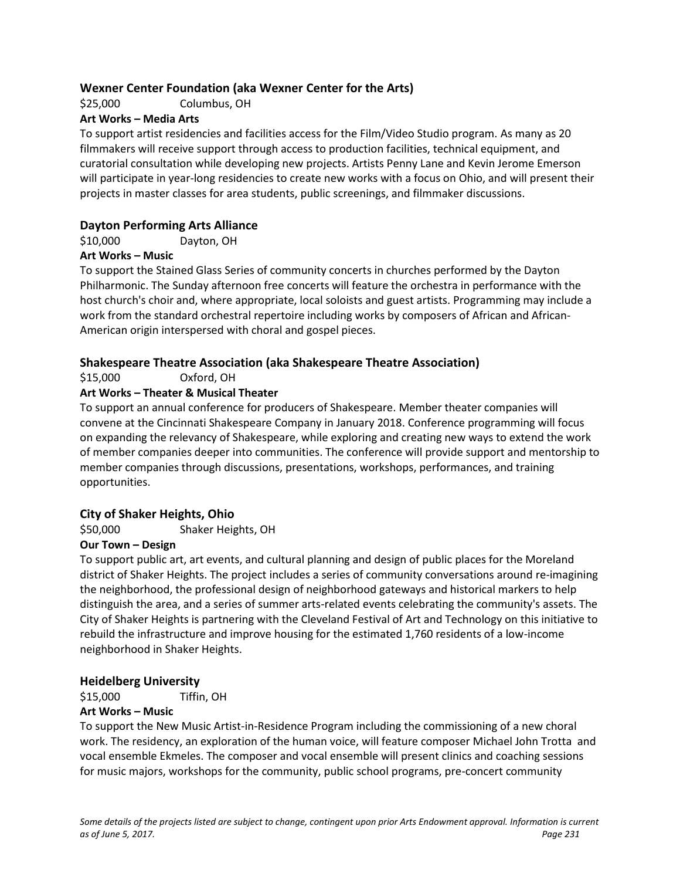### Wexner Center Foundation (aka Wexner Center for the Arts)

$25,000 Columbus, OH

**Art Works – Media Arts**

To support artist residencies and facilities access for the Film/Video Studio program. As many as 20 filmmakers will receive support through access to production facilities, technical equipment, and curatorial consultation while developing new projects. Artists Penny Lane and Kevin Jerome Emerson will participate in year-long residencies to create new works with a focus on Ohio, and will present their projects in master classes for area students, public screenings, and filmmaker discussions.

### Dayton Performing Arts Alliance

$10,000 Dayton, OH

**Art Works – Music**

To support the Stained Glass Series of community concerts in churches performed by the Dayton Philharmonic. The Sunday afternoon free concerts will feature the orchestra in performance with the host church's choir and, where appropriate, local soloists and guest artists. Programming may include a work from the standard orchestral repertoire including works by composers of African and African-American origin interspersed with choral and gospel pieces.

### Shakespeare Theatre Association (aka Shakespeare Theatre Association)

$15,000 Oxford, OH

**Art Works – Theater & Musical Theater**

To support an annual conference for producers of Shakespeare. Member theater companies will convene at the Cincinnati Shakespeare Company in January 2018. Conference programming will focus on expanding the relevancy of Shakespeare, while exploring and creating new ways to extend the work of member companies deeper into communities. The conference will provide support and mentorship to member companies through discussions, presentations, workshops, performances, and training opportunities.

### City of Shaker Heights, Ohio

$50,000 Shaker Heights, OH

**Our Town – Design**

To support public art, art events, and cultural planning and design of public places for the Moreland district of Shaker Heights. The project includes a series of community conversations around re-imagining the neighborhood, the professional design of neighborhood gateways and historical markers to help distinguish the area, and a series of summer arts-related events celebrating the community's assets. The City of Shaker Heights is partnering with the Cleveland Festival of Art and Technology on this initiative to rebuild the infrastructure and improve housing for the estimated 1,760 residents of a low-income neighborhood in Shaker Heights.

### Heidelberg University

$15,000 Tiffin, OH

**Art Works – Music**

To support the New Music Artist-in-Residence Program including the commissioning of a new choral work. The residency, an exploration of the human voice, will feature composer Michael John Trotta and vocal ensemble Ekmeles. The composer and vocal ensemble will present clinics and coaching sessions for music majors, workshops for the community, public school programs, pre-concert community

*Some details of the projects listed are subject to change, contingent upon prior Arts Endowment approval. Information is current as of June 5, 2017.*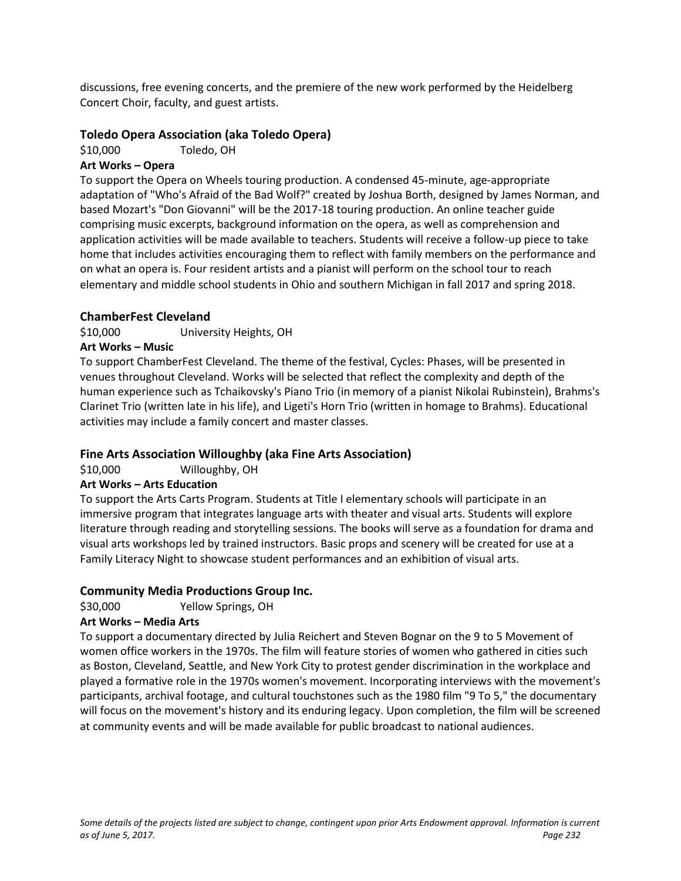discussions, free evening concerts, and the premiere of the new work performed by the Heidelberg Concert Choir, faculty, and guest artists.

### Toledo Opera Association (aka Toledo Opera)

$10,000 Toledo, OH

**Art Works – Opera**

To support the Opera on Wheels touring production. A condensed 45-minute, age-appropriate adaptation of "Who's Afraid of the Bad Wolf?" created by Joshua Borth, designed by James Norman, and based Mozart's "Don Giovanni" will be the 2017-18 touring production. An online teacher guide comprising music excerpts, background information on the opera, as well as comprehension and application activities will be made available to teachers. Students will receive a follow-up piece to take home that includes activities encouraging them to reflect with family members on the performance and on what an opera is. Four resident artists and a pianist will perform on the school tour to reach elementary and middle school students in Ohio and southern Michigan in fall 2017 and spring 2018.

### ChamberFest Cleveland

$10,000 University Heights, OH

**Art Works – Music**

To support ChamberFest Cleveland. The theme of the festival, Cycles: Phases, will be presented in venues throughout Cleveland. Works will be selected that reflect the complexity and depth of the human experience such as Tchaikovsky's Piano Trio (in memory of a pianist Nikolai Rubinstein), Brahms's Clarinet Trio (written late in his life), and Ligeti's Horn Trio (written in homage to Brahms). Educational activities may include a family concert and master classes.

### Fine Arts Association Willoughby (aka Fine Arts Association)

$10,000 Willoughby, OH

**Art Works – Arts Education**

To support the Arts Carts Program. Students at Title I elementary schools will participate in an immersive program that integrates language arts with theater and visual arts. Students will explore literature through reading and storytelling sessions. The books will serve as a foundation for drama and visual arts workshops led by trained instructors. Basic props and scenery will be created for use at a Family Literacy Night to showcase student performances and an exhibition of visual arts.

### Community Media Productions Group Inc.

$30,000 Yellow Springs, OH

**Art Works – Media Arts**

To support a documentary directed by Julia Reichert and Steven Bognar on the 9 to 5 Movement of women office workers in the 1970s. The film will feature stories of women who gathered in cities such as Boston, Cleveland, Seattle, and New York City to protest gender discrimination in the workplace and played a formative role in the 1970s women's movement. Incorporating interviews with the movement's participants, archival footage, and cultural touchstones such as the 1980 film "9 To 5," the documentary will focus on the movement's history and its enduring legacy. Upon completion, the film will be screened at community events and will be made available for public broadcast to national audiences.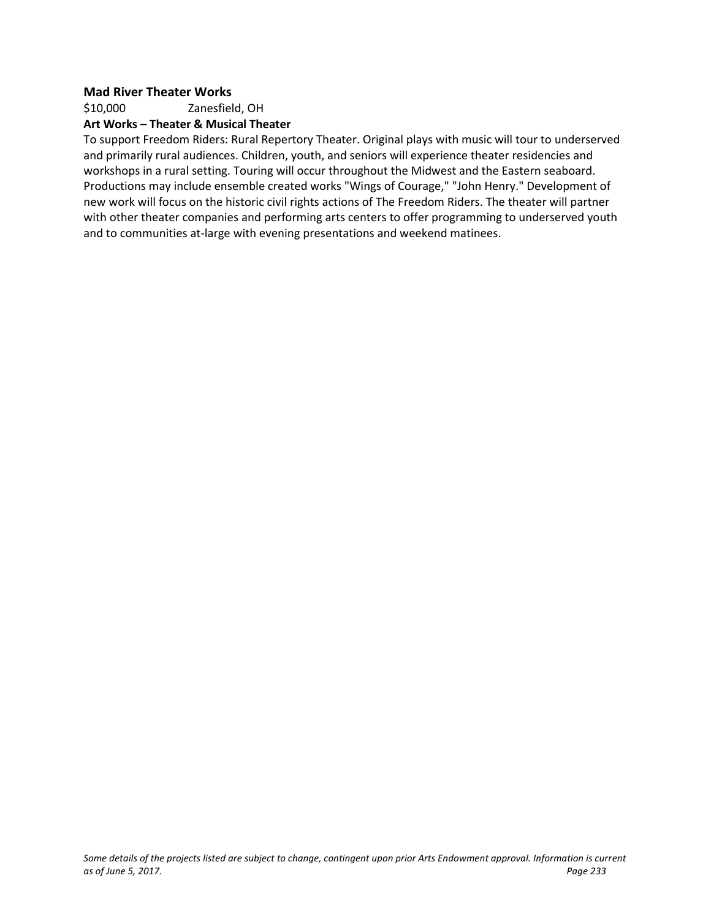**Mad River Theater Works**

$10,000 Zanesfield, OH

**Art Works – Theater & Musical Theater**

To support Freedom Riders: Rural Repertory Theater. Original plays with music will tour to underserved and primarily rural audiences. Children, youth, and seniors will experience theater residencies and workshops in a rural setting. Touring will occur throughout the Midwest and the Eastern seaboard. Productions may include ensemble created works "Wings of Courage," "John Henry." Development of new work will focus on the historic civil rights actions of The Freedom Riders. The theater will partner with other theater companies and performing arts centers to offer programming to underserved youth and to communities at-large with evening presentations and weekend matinees.

*Some details of the projects listed are subject to change, contingent upon prior Arts Endowment approval. Information is current as of June 5, 2017.*